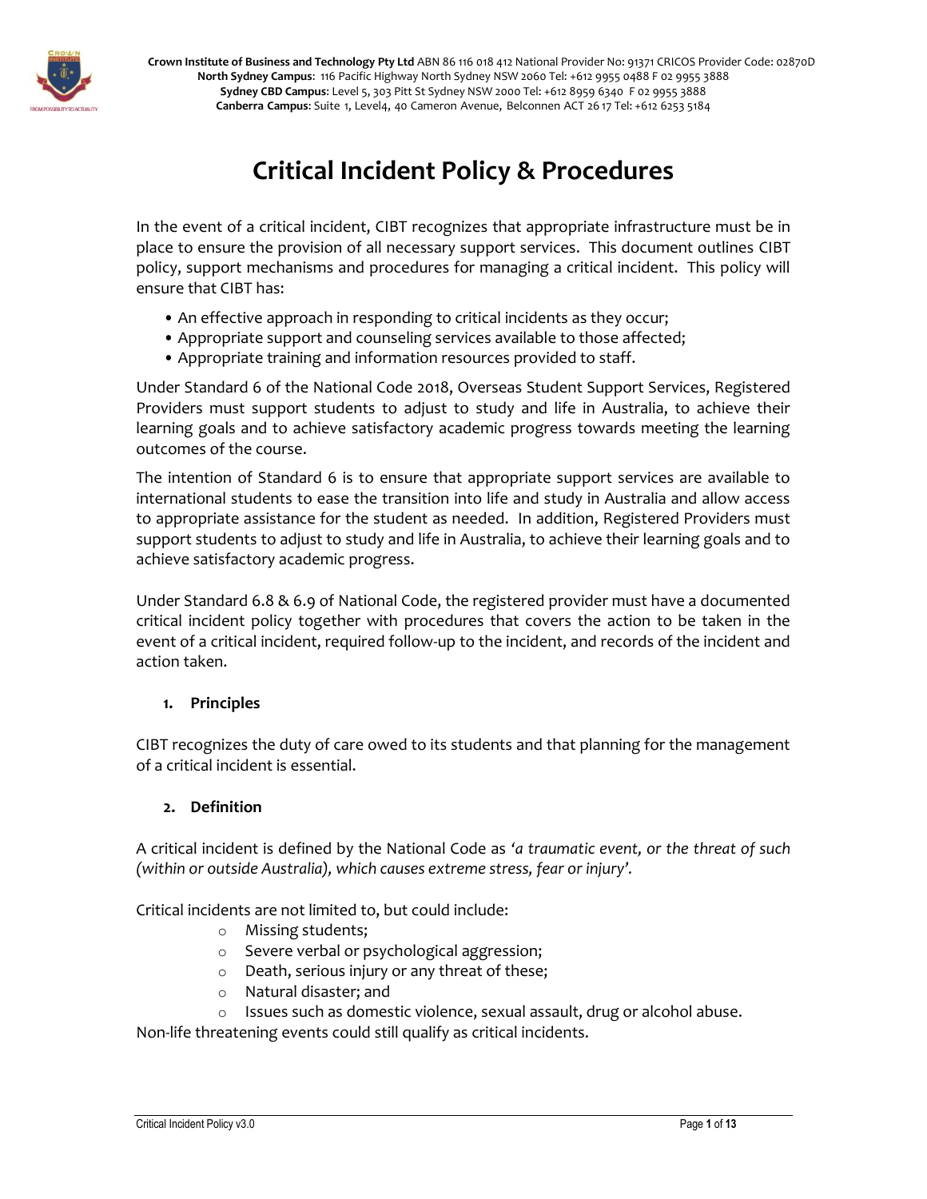**Crown Institute of Business and Technology Pty Ltd** ABN 86 116 018 412 National Provider No: 91371 CRICOS Provider Code: 02870D
**North Sydney Campus**: 116 Pacific Highway North Sydney NSW 2060 Tel: +612 9955 0488 F 02 9955 3888
**Sydney CBD Campus**: Level 5, 303 Pitt St Sydney NSW 2000 Tel: +612 8959 6340 F 02 9955 3888
**Canberra Campus**: Suite 1, Level4, 40 Cameron Avenue, Belconnen ACT 26 17 Tel: +612 6253 5184

# Critical Incident Policy & Procedures

In the event of a critical incident, CIBT recognizes that appropriate infrastructure must be in place to ensure the provision of all necessary support services. This document outlines CIBT policy, support mechanisms and procedures for managing a critical incident. This policy will ensure that CIBT has:

- An effective approach in responding to critical incidents as they occur;
- Appropriate support and counseling services available to those affected;
- Appropriate training and information resources provided to staff.

Under Standard 6 of the National Code 2018, Overseas Student Support Services, Registered Providers must support students to adjust to study and life in Australia, to achieve their learning goals and to achieve satisfactory academic progress towards meeting the learning outcomes of the course.

The intention of Standard 6 is to ensure that appropriate support services are available to international students to ease the transition into life and study in Australia and allow access to appropriate assistance for the student as needed. In addition, Registered Providers must support students to adjust to study and life in Australia, to achieve their learning goals and to achieve satisfactory academic progress.

Under Standard 6.8 & 6.9 of National Code, the registered provider must have a documented critical incident policy together with procedures that covers the action to be taken in the event of a critical incident, required follow-up to the incident, and records of the incident and action taken.

## 1. Principles

CIBT recognizes the duty of care owed to its students and that planning for the management of a critical incident is essential.

## 2. Definition

A critical incident is defined by the National Code as *'a traumatic event, or the threat of such (within or outside Australia), which causes extreme stress, fear or injury'.*

Critical incidents are not limited to, but could include:

- Missing students;
- Severe verbal or psychological aggression;
- Death, serious injury or any threat of these;
- Natural disaster; and
- Issues such as domestic violence, sexual assault, drug or alcohol abuse.

Non-life threatening events could still qualify as critical incidents.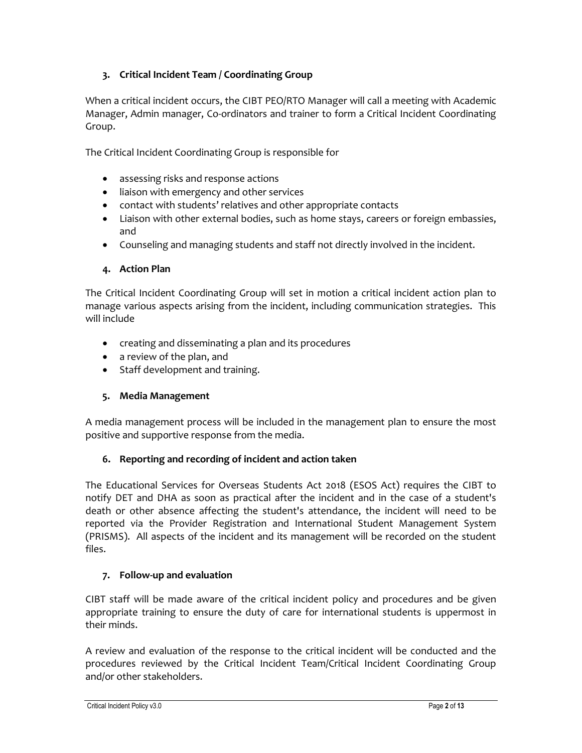## 3. Critical Incident Team / Coordinating Group

When a critical incident occurs, the CIBT PEO/RTO Manager will call a meeting with Academic Manager, Admin manager, Co-ordinators and trainer to form a Critical Incident Coordinating Group.

The Critical Incident Coordinating Group is responsible for

- assessing risks and response actions
- liaison with emergency and other services
- contact with students' relatives and other appropriate contacts
- Liaison with other external bodies, such as home stays, careers or foreign embassies, and
- Counseling and managing students and staff not directly involved in the incident.

## 4. Action Plan

The Critical Incident Coordinating Group will set in motion a critical incident action plan to manage various aspects arising from the incident, including communication strategies. This will include

- creating and disseminating a plan and its procedures
- a review of the plan, and
- Staff development and training.

## 5. Media Management

A media management process will be included in the management plan to ensure the most positive and supportive response from the media.

## 6. Reporting and recording of incident and action taken

The Educational Services for Overseas Students Act 2018 (ESOS Act) requires the CIBT to notify DET and DHA as soon as practical after the incident and in the case of a student's death or other absence affecting the student's attendance, the incident will need to be reported via the Provider Registration and International Student Management System (PRISMS). All aspects of the incident and its management will be recorded on the student files.

## 7. Follow-up and evaluation

CIBT staff will be made aware of the critical incident policy and procedures and be given appropriate training to ensure the duty of care for international students is uppermost in their minds.

A review and evaluation of the response to the critical incident will be conducted and the procedures reviewed by the Critical Incident Team/Critical Incident Coordinating Group and/or other stakeholders.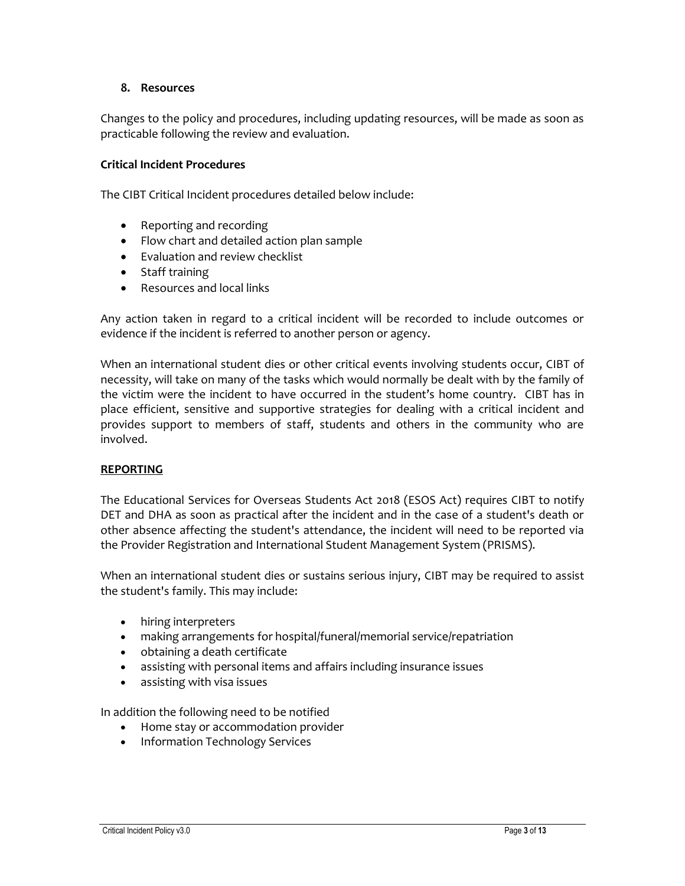## 8. Resources

Changes to the policy and procedures, including updating resources, will be made as soon as practicable following the review and evaluation.

**Critical Incident Procedures**

The CIBT Critical Incident procedures detailed below include:

- Reporting and recording
- Flow chart and detailed action plan sample
- Evaluation and review checklist
- Staff training
- Resources and local links

Any action taken in regard to a critical incident will be recorded to include outcomes or evidence if the incident is referred to another person or agency.

When an international student dies or other critical events involving students occur, CIBT of necessity, will take on many of the tasks which would normally be dealt with by the family of the victim were the incident to have occurred in the student's home country. CIBT has in place efficient, sensitive and supportive strategies for dealing with a critical incident and provides support to members of staff, students and others in the community who are involved.

**REPORTING**

The Educational Services for Overseas Students Act 2018 (ESOS Act) requires CIBT to notify DET and DHA as soon as practical after the incident and in the case of a student's death or other absence affecting the student's attendance, the incident will need to be reported via the Provider Registration and International Student Management System (PRISMS).

When an international student dies or sustains serious injury, CIBT may be required to assist the student's family. This may include:

- hiring interpreters
- making arrangements for hospital/funeral/memorial service/repatriation
- obtaining a death certificate
- assisting with personal items and affairs including insurance issues
- assisting with visa issues

In addition the following need to be notified

- Home stay or accommodation provider
- Information Technology Services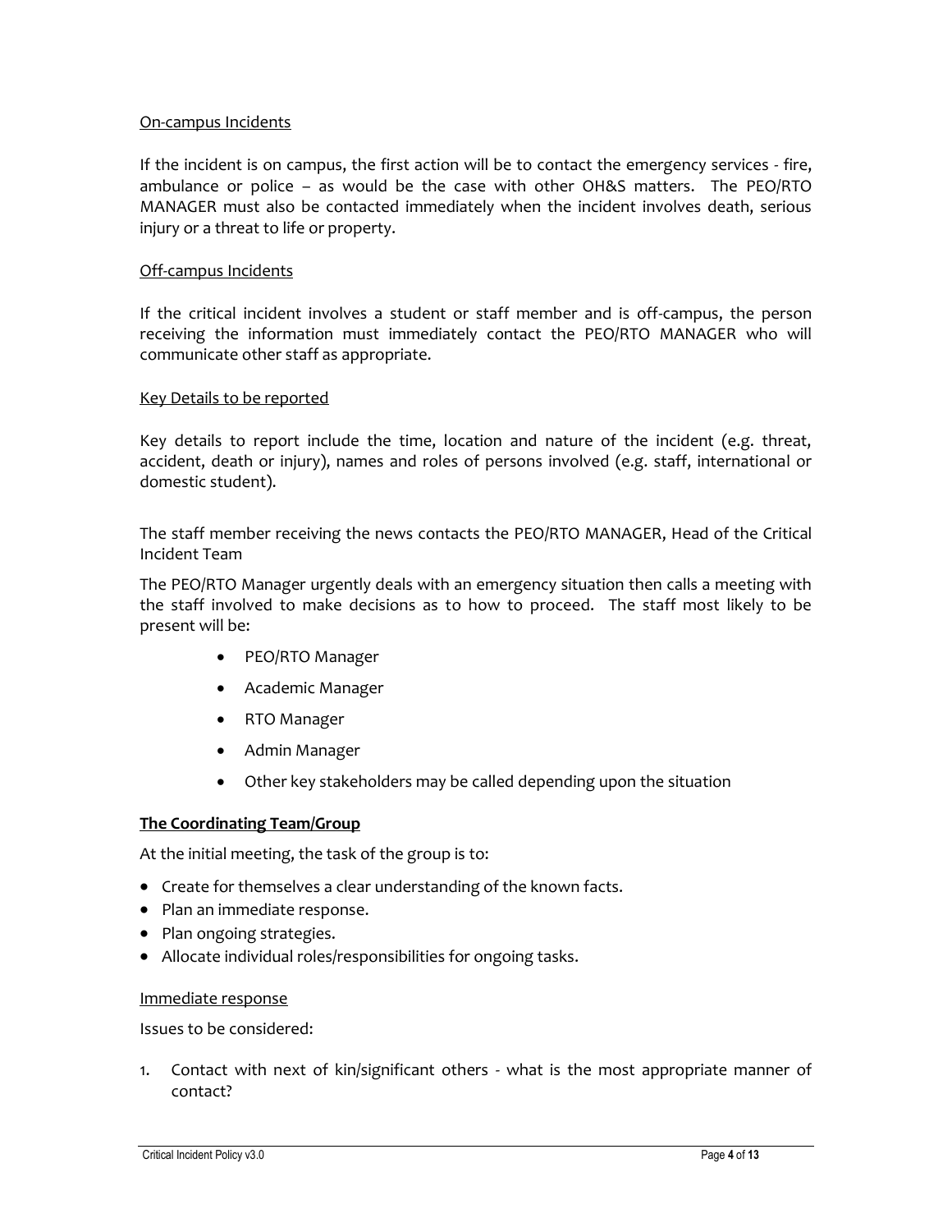On-campus Incidents

If the incident is on campus, the first action will be to contact the emergency services - fire, ambulance or police – as would be the case with other OH&S matters. The PEO/RTO MANAGER must also be contacted immediately when the incident involves death, serious injury or a threat to life or property.

Off-campus Incidents

If the critical incident involves a student or staff member and is off-campus, the person receiving the information must immediately contact the PEO/RTO MANAGER who will communicate other staff as appropriate.

Key Details to be reported

Key details to report include the time, location and nature of the incident (e.g. threat, accident, death or injury), names and roles of persons involved (e.g. staff, international or domestic student).

The staff member receiving the news contacts the PEO/RTO MANAGER, Head of the Critical Incident Team

The PEO/RTO Manager urgently deals with an emergency situation then calls a meeting with the staff involved to make decisions as to how to proceed. The staff most likely to be present will be:

- PEO/RTO Manager
- Academic Manager
- RTO Manager
- Admin Manager
- Other key stakeholders may be called depending upon the situation

**The Coordinating Team/Group**

At the initial meeting, the task of the group is to:

- Create for themselves a clear understanding of the known facts.
- Plan an immediate response.
- Plan ongoing strategies.
- Allocate individual roles/responsibilities for ongoing tasks.

Immediate response

Issues to be considered:

1. Contact with next of kin/significant others - what is the most appropriate manner of contact?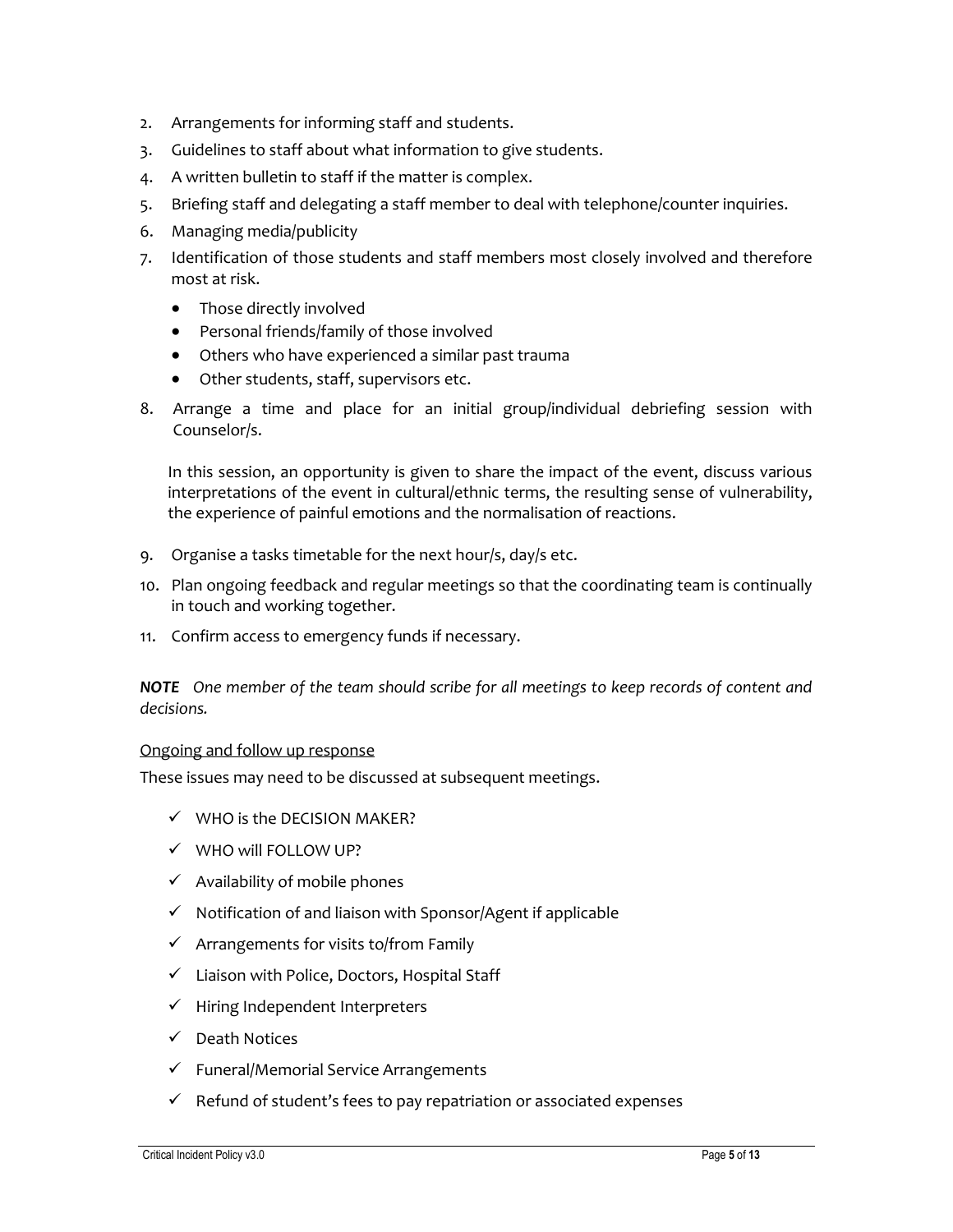2. Arrangements for informing staff and students.
3. Guidelines to staff about what information to give students.
4. A written bulletin to staff if the matter is complex.
5. Briefing staff and delegating a staff member to deal with telephone/counter inquiries.
6. Managing media/publicity
7. Identification of those students and staff members most closely involved and therefore most at risk.
   - Those directly involved
   - Personal friends/family of those involved
   - Others who have experienced a similar past trauma
   - Other students, staff, supervisors etc.
8. Arrange a time and place for an initial group/individual debriefing session with Counselor/s.

   In this session, an opportunity is given to share the impact of the event, discuss various interpretations of the event in cultural/ethnic terms, the resulting sense of vulnerability, the experience of painful emotions and the normalisation of reactions.

9. Organise a tasks timetable for the next hour/s, day/s etc.
10. Plan ongoing feedback and regular meetings so that the coordinating team is continually in touch and working together.
11. Confirm access to emergency funds if necessary.

***NOTE*** *One member of the team should scribe for all meetings to keep records of content and decisions.*

<u>Ongoing and follow up response</u>

These issues may need to be discussed at subsequent meetings.

- ✓ WHO is the DECISION MAKER?
- ✓ WHO will FOLLOW UP?
- ✓ Availability of mobile phones
- ✓ Notification of and liaison with Sponsor/Agent if applicable
- ✓ Arrangements for visits to/from Family
- ✓ Liaison with Police, Doctors, Hospital Staff
- ✓ Hiring Independent Interpreters
- ✓ Death Notices
- ✓ Funeral/Memorial Service Arrangements
- ✓ Refund of student's fees to pay repatriation or associated expenses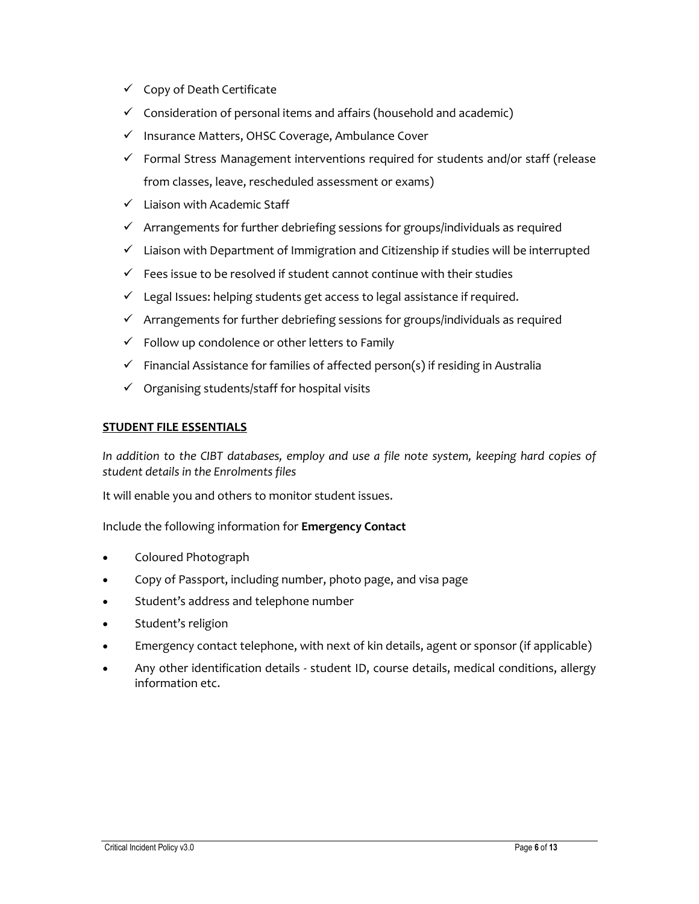- ✓ Copy of Death Certificate
- ✓ Consideration of personal items and affairs (household and academic)
- ✓ Insurance Matters, OHSC Coverage, Ambulance Cover
- ✓ Formal Stress Management interventions required for students and/or staff (release from classes, leave, rescheduled assessment or exams)
- ✓ Liaison with Academic Staff
- ✓ Arrangements for further debriefing sessions for groups/individuals as required
- ✓ Liaison with Department of Immigration and Citizenship if studies will be interrupted
- ✓ Fees issue to be resolved if student cannot continue with their studies
- ✓ Legal Issues: helping students get access to legal assistance if required.
- ✓ Arrangements for further debriefing sessions for groups/individuals as required
- ✓ Follow up condolence or other letters to Family
- ✓ Financial Assistance for families of affected person(s) if residing in Australia
- ✓ Organising students/staff for hospital visits

**<u>STUDENT FILE ESSENTIALS</u>**

*In addition to the CIBT databases, employ and use a file note system, keeping hard copies of student details in the Enrolments files*

It will enable you and others to monitor student issues.

Include the following information for **Emergency Contact**

- Coloured Photograph
- Copy of Passport, including number, photo page, and visa page
- Student's address and telephone number
- Student's religion
- Emergency contact telephone, with next of kin details, agent or sponsor (if applicable)
- Any other identification details - student ID, course details, medical conditions, allergy information etc.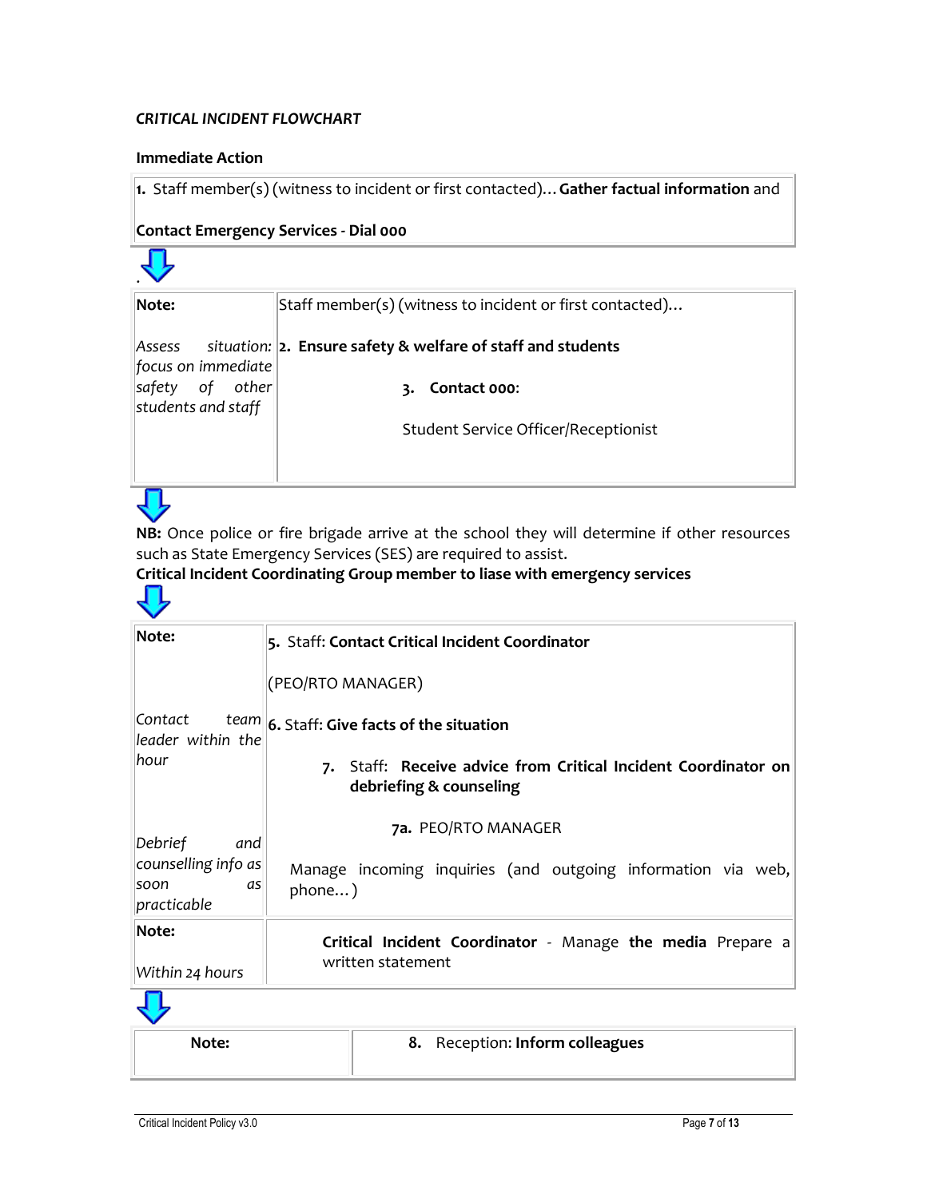*CRITICAL INCIDENT FLOWCHART*

**Immediate Action**

| **1.** Staff member(s) (witness to incident or first contacted)… **Gather factual information** and<br><br>**Contact Emergency Services - Dial 000** |
|---|

↓

| **Note:**<br><br>*Assess situation: focus on immediate safety of other students and staff* | Staff member(s) (witness to incident or first contacted)…<br><br>**2. Ensure safety & welfare of staff and students**<br><br>**3. Contact 000:**<br><br>Student Service Officer/Receptionist |
|---|---|

↓

**NB:** Once police or fire brigade arrive at the school they will determine if other resources such as State Emergency Services (SES) are required to assist.
**Critical Incident Coordinating Group member to liase with emergency services**

↓

| **Note:**<br><br>*Contact team leader within the hour*<br><br>*Debrief and counselling info as soon as practicable* | **5.** Staff: **Contact Critical Incident Coordinator**<br><br>(PEO/RTO MANAGER)<br><br>**6.** Staff: **Give facts of the situation**<br><br>**7.** Staff: **Receive advice from Critical Incident Coordinator on debriefing & counseling**<br><br>**7a.** PEO/RTO MANAGER<br><br>Manage incoming inquiries (and outgoing information via web, phone…) |
|---|---|
| **Note:**<br><br>*Within 24 hours* | **Critical Incident Coordinator** - Manage **the media** Prepare a written statement |

↓

| **Note:** | **8.** Reception: **Inform colleagues** |
|---|---|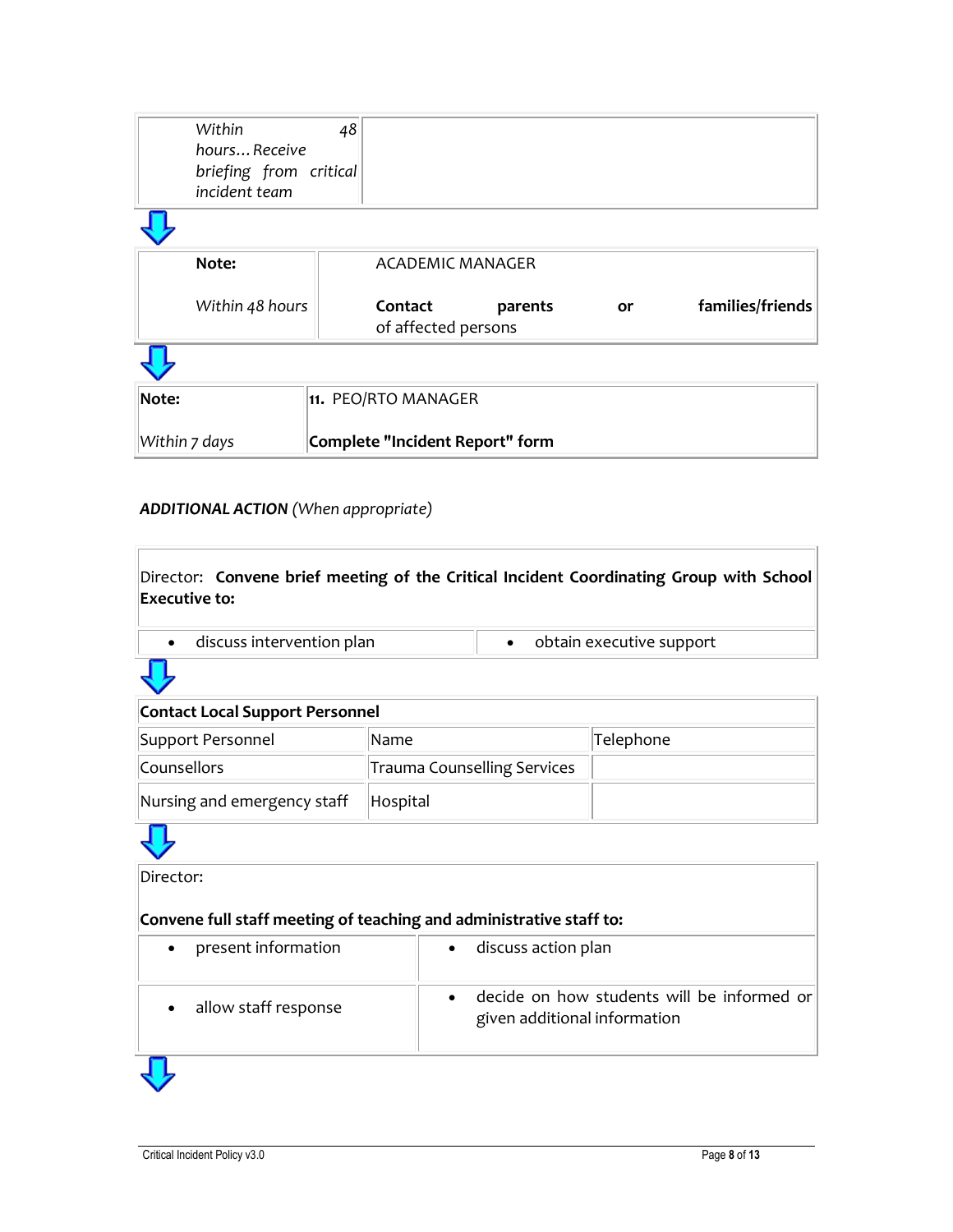| *Within 48 hours… Receive briefing from critical incident team* | |
|---|---|

| **Note:** *Within 48 hours* | ACADEMIC MANAGER **Contact parents or families/friends** of affected persons |
|---|---|

| **Note:** *Within 7 days* | **11.** PEO/RTO MANAGER **Complete "Incident Report" form** |
|---|---|

***ADDITIONAL ACTION*** *(When appropriate)*

| Director: **Convene brief meeting of the Critical Incident Coordinating Group with School Executive to:** | |
|---|---|
| • discuss intervention plan | • obtain executive support |

| **Contact Local Support Personnel** | | |
|---|---|---|
| Support Personnel | Name | Telephone |
| Counsellors | Trauma Counselling Services | |
| Nursing and emergency staff | Hospital | |

| Director: **Convene full staff meeting of teaching and administrative staff to:** | |
|---|---|
| • present information | • discuss action plan |
| • allow staff response | • decide on how students will be informed or given additional information |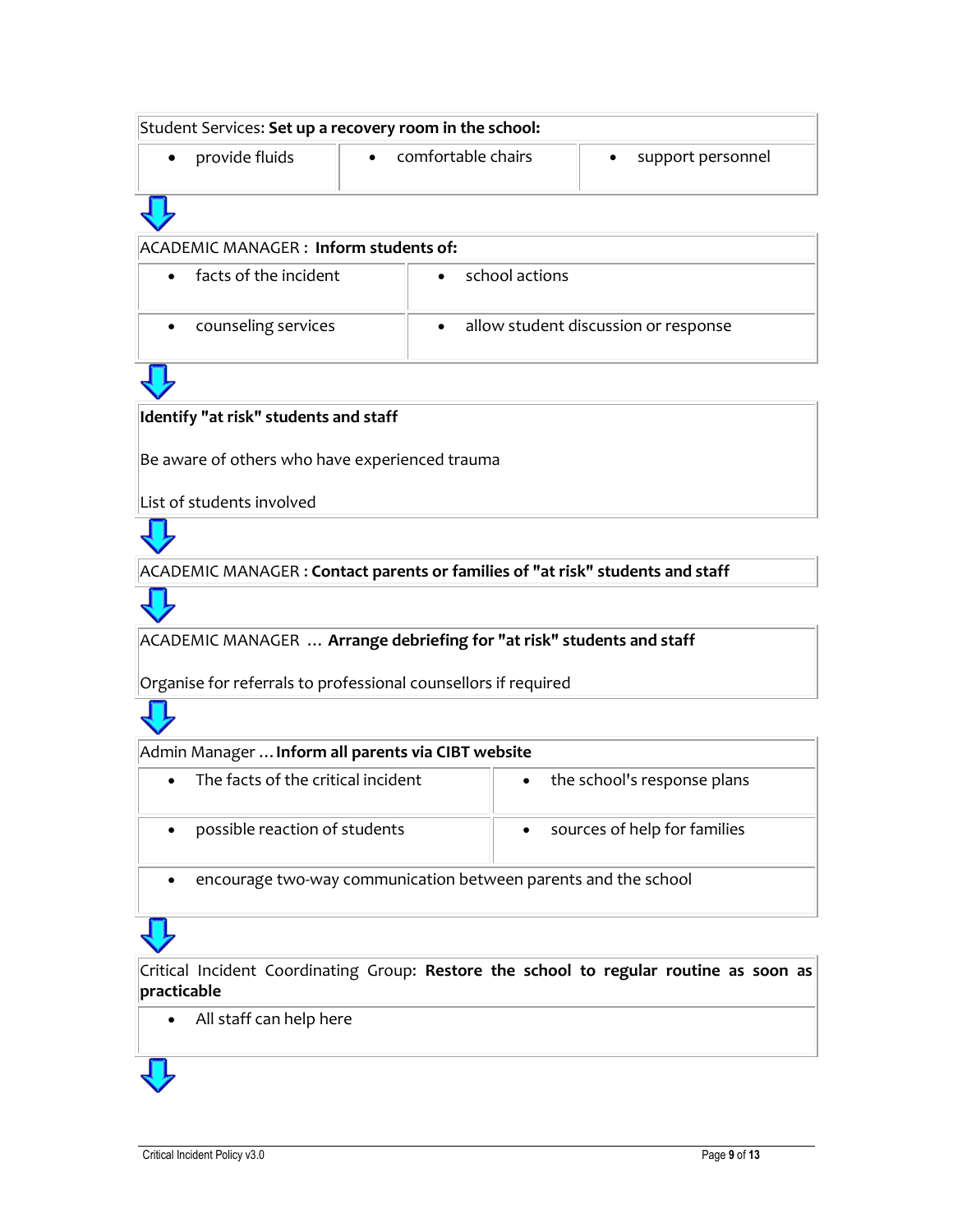| Student Services: **Set up a recovery room in the school:** | | |
|---|---|---|
| • provide fluids | • comfortable chairs | • support personnel |

⇩

| ACADEMIC MANAGER : **Inform students of:** | |
|---|---|
| • facts of the incident | • school actions |
| • counseling services | • allow student discussion or response |

⇩

**Identify "at risk" students and staff**

Be aware of others who have experienced trauma

List of students involved

⇩

ACADEMIC MANAGER : **Contact parents or families of "at risk" students and staff**

⇩

ACADEMIC MANAGER … **Arrange debriefing for "at risk" students and staff**

Organise for referrals to professional counsellors if required

⇩

| Admin Manager … **Inform all parents via CIBT website** | |
|---|---|
| • The facts of the critical incident | • the school's response plans |
| • possible reaction of students | • sources of help for families |
| • encourage two-way communication between parents and the school | |

⇩

| Critical Incident Coordinating Group: **Restore the school to regular routine as soon as practicable** |
|---|
| • All staff can help here |

⇩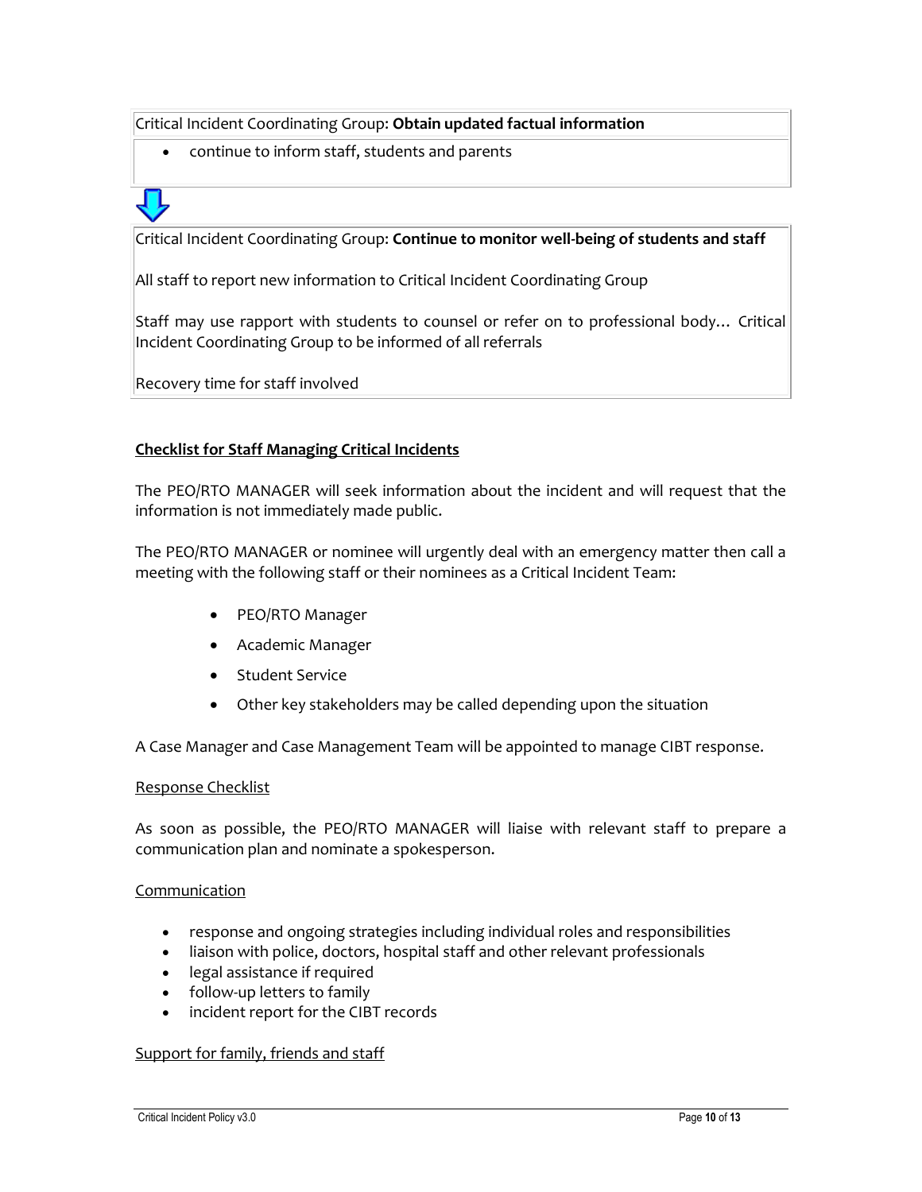| Critical Incident Coordinating Group: **Obtain updated factual information** |
| --- |
| • continue to inform staff, students and parents |

↓

| Critical Incident Coordinating Group: **Continue to monitor well-being of students and staff** |
| --- |
| All staff to report new information to Critical Incident Coordinating Group |
| Staff may use rapport with students to counsel or refer on to professional body… Critical Incident Coordinating Group to be informed of all referrals |
| Recovery time for staff involved |

**Checklist for Staff Managing Critical Incidents**

The PEO/RTO MANAGER will seek information about the incident and will request that the information is not immediately made public.

The PEO/RTO MANAGER or nominee will urgently deal with an emergency matter then call a meeting with the following staff or their nominees as a Critical Incident Team:

- PEO/RTO Manager
- Academic Manager
- Student Service
- Other key stakeholders may be called depending upon the situation

A Case Manager and Case Management Team will be appointed to manage CIBT response.

Response Checklist

As soon as possible, the PEO/RTO MANAGER will liaise with relevant staff to prepare a communication plan and nominate a spokesperson.

Communication

- response and ongoing strategies including individual roles and responsibilities
- liaison with police, doctors, hospital staff and other relevant professionals
- legal assistance if required
- follow-up letters to family
- incident report for the CIBT records

Support for family, friends and staff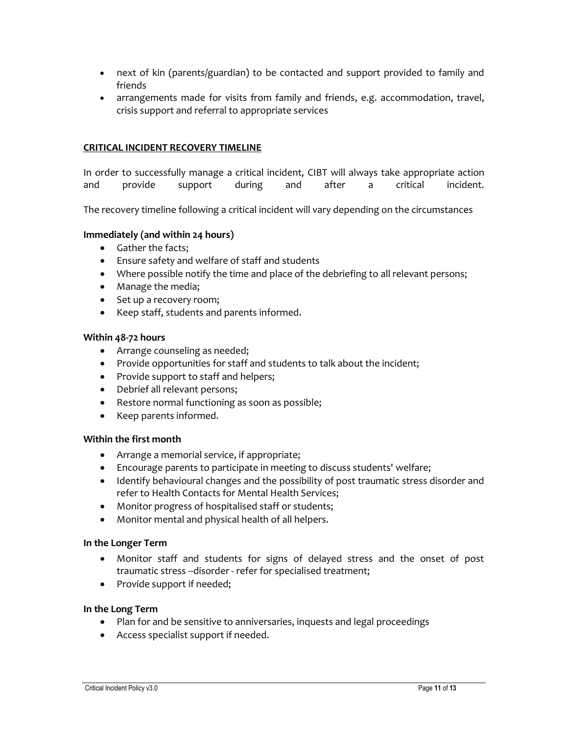- next of kin (parents/guardian) to be contacted and support provided to family and friends
- arrangements made for visits from family and friends, e.g. accommodation, travel, crisis support and referral to appropriate services

**CRITICAL INCIDENT RECOVERY TIMELINE**

In order to successfully manage a critical incident, CIBT will always take appropriate action and provide support during and after a critical incident.

The recovery timeline following a critical incident will vary depending on the circumstances

**Immediately (and within 24 hours)**

- Gather the facts;
- Ensure safety and welfare of staff and students
- Where possible notify the time and place of the debriefing to all relevant persons;
- Manage the media;
- Set up a recovery room;
- Keep staff, students and parents informed.

**Within 48-72 hours**

- Arrange counseling as needed;
- Provide opportunities for staff and students to talk about the incident;
- Provide support to staff and helpers;
- Debrief all relevant persons;
- Restore normal functioning as soon as possible;
- Keep parents informed.

**Within the first month**

- Arrange a memorial service, if appropriate;
- Encourage parents to participate in meeting to discuss students' welfare;
- Identify behavioural changes and the possibility of post traumatic stress disorder and refer to Health Contacts for Mental Health Services;
- Monitor progress of hospitalised staff or students;
- Monitor mental and physical health of all helpers.

**In the Longer Term**

- Monitor staff and students for signs of delayed stress and the onset of post traumatic stress --disorder - refer for specialised treatment;
- Provide support if needed;

**In the Long Term**

- Plan for and be sensitive to anniversaries, inquests and legal proceedings
- Access specialist support if needed.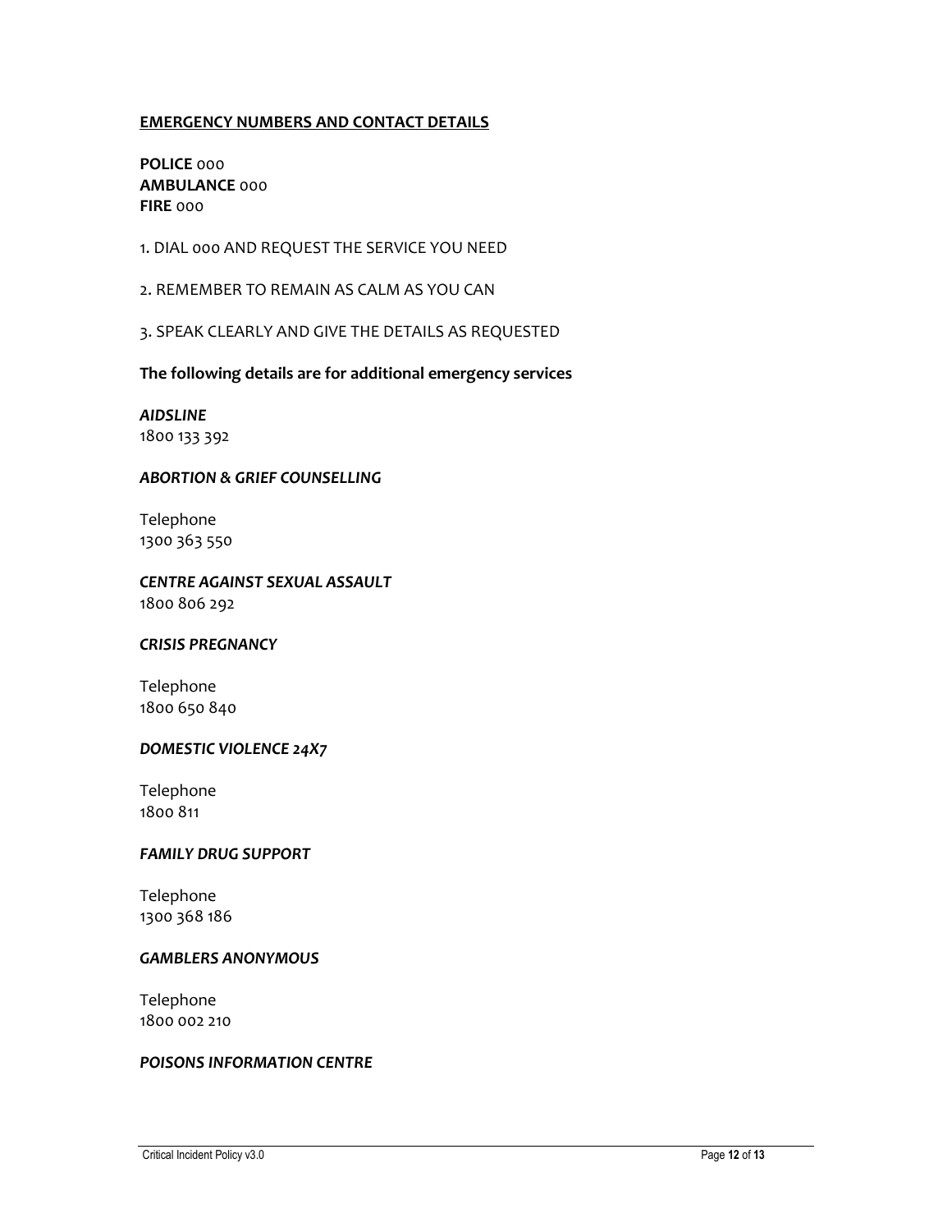**EMERGENCY NUMBERS AND CONTACT DETAILS**

**POLICE** 000
**AMBULANCE** 000
**FIRE** 000

1. DIAL 000 AND REQUEST THE SERVICE YOU NEED

2. REMEMBER TO REMAIN AS CALM AS YOU CAN

3. SPEAK CLEARLY AND GIVE THE DETAILS AS REQUESTED

**The following details are for additional emergency services**

***AIDSLINE***
1800 133 392

***ABORTION & GRIEF COUNSELLING***

Telephone
1300 363 550

***CENTRE AGAINST SEXUAL ASSAULT***
1800 806 292

***CRISIS PREGNANCY***

Telephone
1800 650 840

***DOMESTIC VIOLENCE 24X7***

Telephone
1800 811

***FAMILY DRUG SUPPORT***

Telephone
1300 368 186

***GAMBLERS ANONYMOUS***

Telephone
1800 002 210

***POISONS INFORMATION CENTRE***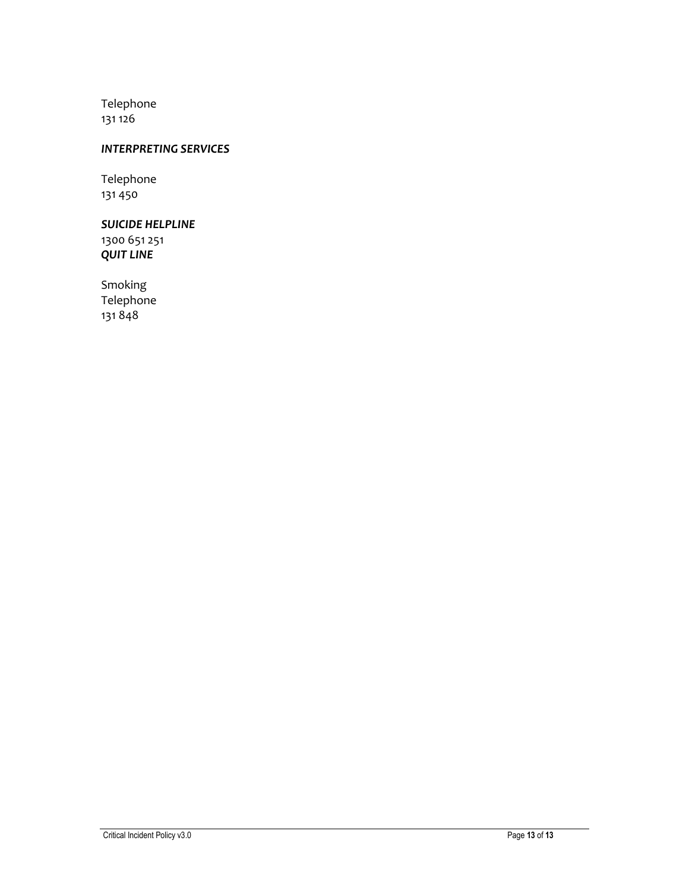Telephone
131 126

***INTERPRETING SERVICES***

Telephone
131 450

***SUICIDE HELPLINE***
1300 651 251
***QUIT LINE***

Smoking
Telephone
131 848